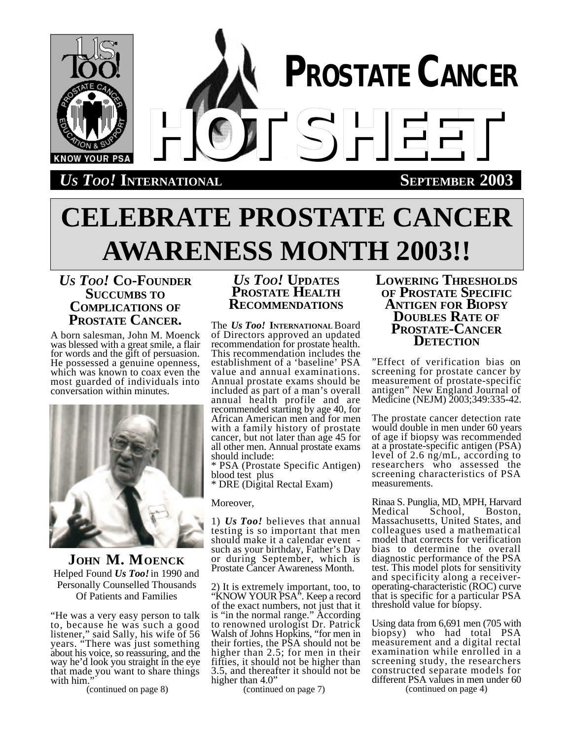# PROSTATE CANCER HOT SHEET

***Us Too!* INTERNATIONAL** **SEPTEMBER 2003**

# CELEBRATE PROSTATE CANCER AWARENESS MONTH 2003!!

## *Us Too!* Co-Founder Succumbs to Complications of Prostate Cancer.

A born salesman, John M. Moenck was blessed with a great smile, a flair for words and the gift of persuasion. He possessed a genuine openness, which was known to coax even the most guarded of individuals into conversation within minutes.

**JOHN M. MOENCK**
Helped Found ***Us Too!*** in 1990 and Personally Counselled Thousands Of Patients and Families

"He was a very easy person to talk to, because he was such a good listener," said Sally, his wife of 56 years. "There was just something about his voice, so reassuring, and the way he'd look you straight in the eye that made you want to share things with him."

(continued on page 8)

## *Us Too!* Updates Prostate Health Recommendations

The ***Us Too!* INTERNATIONAL** Board of Directors approved an updated recommendation for prostate health. This recommendation includes the establishment of a 'baseline' PSA value and annual examinations. Annual prostate exams should be included as part of a man's overall annual health profile and are recommended starting by age 40, for African American men and for men with a family history of prostate cancer, but not later than age 45 for all other men. Annual prostate exams should include:
* PSA (Prostate Specific Antigen) blood test plus
* DRE (Digital Rectal Exam)

Moreover,

1) ***Us Too!*** believes that annual testing is so important that men should make it a calendar event - such as your birthday, Father's Day or during September, which is Prostate Cancer Awareness Month.

2) It is extremely important, too, to "KNOW YOUR PSA". Keep a record of the exact numbers, not just that it is "in the normal range." According to renowned urologist Dr. Patrick Walsh of Johns Hopkins, "for men in their forties, the PSA should not be higher than 2.5; for men in their fifties, it should not be higher than 3.5, and thereafter it should not be higher than 4.0"

(continued on page 7)

## Lowering Thresholds of Prostate Specific Antigen for Biopsy Doubles Rate of Prostate-Cancer Detection

"Effect of verification bias on screening for prostate cancer by measurement of prostate-specific antigen" New England Journal of Medicine (NEJM) 2003;349:335-42.

The prostate cancer detection rate would double in men under 60 years of age if biopsy was recommended at a prostate-specific antigen (PSA) level of 2.6 ng/mL, according to researchers who assessed the screening characteristics of PSA measurements.

Rinaa S. Punglia, MD, MPH, Harvard Medical School, Boston, Massachusetts, United States, and colleagues used a mathematical model that corrects for verification bias to determine the overall diagnostic performance of the PSA test. This model plots for sensitivity and specificity along a receiver-operating-characteristic (ROC) curve that is specific for a particular PSA threshold value for biopsy.

Using data from 6,691 men (705 with biopsy) who had total PSA measurement and a digital rectal examination while enrolled in a screening study, the researchers constructed separate models for different PSA values in men under 60

(continued on page 4)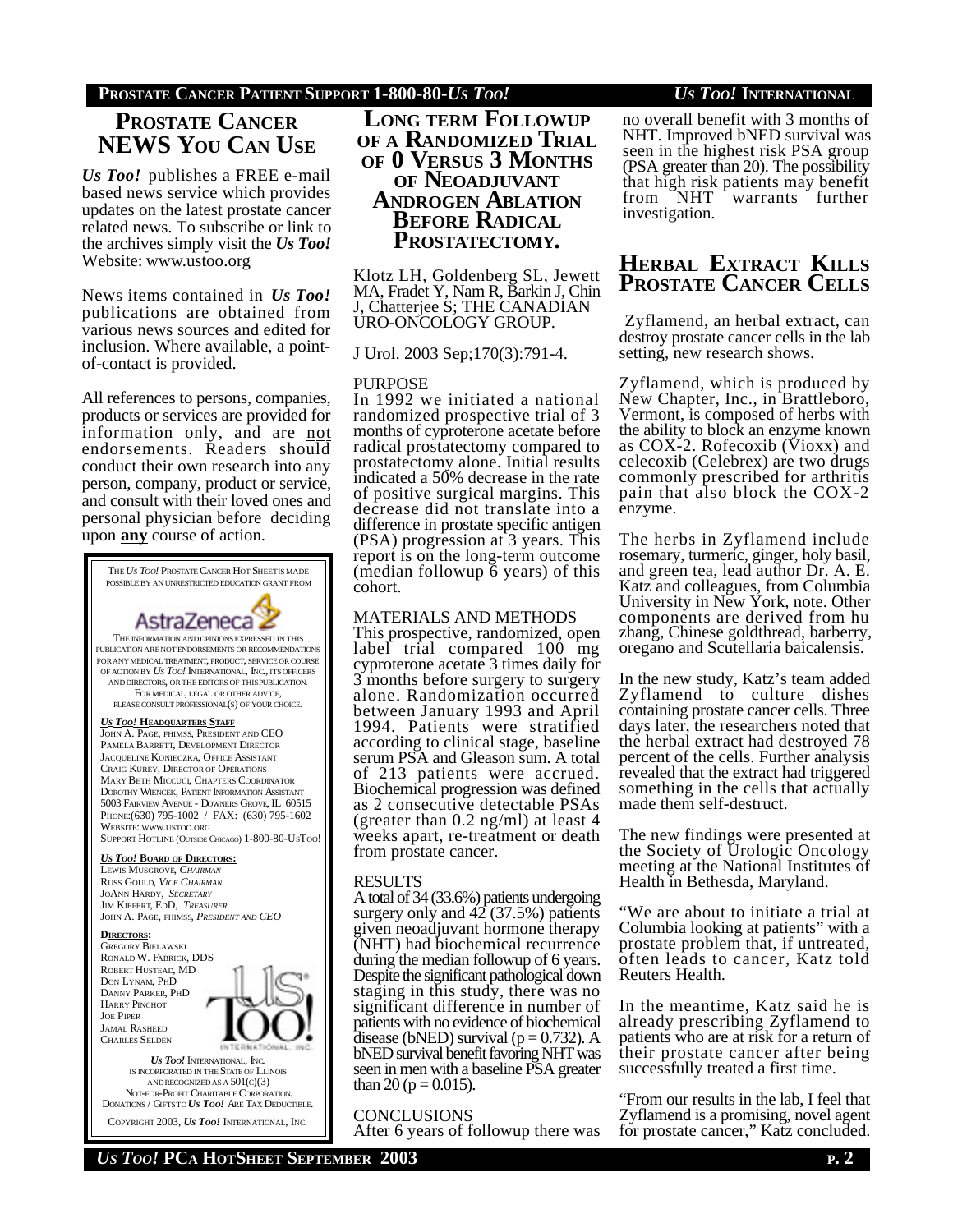## Prostate Cancer NEWS You Can Use

***Us Too!*** publishes a FREE e-mail based news service which provides updates on the latest prostate cancer related news. To subscribe or link to the archives simply visit the ***Us Too!*** Website: www.ustoo.org

News items contained in ***Us Too!*** publications are obtained from various news sources and edited for inclusion. Where available, a point-of-contact is provided.

All references to persons, companies, products or services are provided for information only, and are not endorsements. Readers should conduct their own research into any person, company, product or service, and consult with their loved ones and personal physician before deciding upon **any** course of action.

The *Us Too!* Prostate Cancer Hot Sheets is made possible by an unrestricted education grant from

AstraZeneca

The information and opinions expressed in this publication are not endorsements or recommendations for any medical treatment, product, service or course of action by *Us Too!* International, Inc., its officers and directors, or the editors of this publication. For medical, legal or other advice, please consult professional(s) of your choice.

***Us Too!* Headquarters Staff**
John A. Page, FHIMSS, President and CEO
Pamela Barrett, Development Director
Jacqueline Konieczka, Office Assistant
Craig Kurey, Director of Operations
Mary Beth Miccuci, Chapters Coordinator
Dorothy Wiencek, Patient Information Assistant
5003 Fairview Avenue - Downers Grove, IL 60515
Phone:(630) 795-1002 / FAX: (630) 795-1602
Website: www.ustoo.org
Support Hotline (Outside Chicago) 1-800-80-UsToo!

***Us Too!* Board of Directors:**
Lewis Musgrove, *Chairman*
Russ Gould, *Vice Chairman*
JoAnn Hardy, *Secretary*
Jim Kiefert, EdD, *Treasurer*
John A. Page, FHIMSS, *President and CEO*

**Directors:**
Gregory Bielawski
Ronald W. Fabrick, DDS
Robert Hustead, MD
Don Lynam, PhD
Danny Parker, PhD
Harry Pinchot
Joe Piper
Jamal Rasheed
Charles Selden

*Us Too!* International, Inc. is incorporated in the State of Illinois and recognized as a 501(c)(3) Not-For-Profit Charitable Corporation. Donations / Gifts to *Us Too!* Are Tax Deductible.

Copyright 2003, *Us Too!* International, Inc.

## Long Term Followup of a Randomized Trial of 0 Versus 3 Months of Neoadjuvant Androgen Ablation Before Radical Prostatectomy.

Klotz LH, Goldenberg SL, Jewett MA, Fradet Y, Nam R, Barkin J, Chin J, Chatterjee S; THE CANADIAN URO-ONCOLOGY GROUP.

J Urol. 2003 Sep;170(3):791-4.

PURPOSE
In 1992 we initiated a national randomized prospective trial of 3 months of cyproterone acetate before radical prostatectomy compared to prostatectomy alone. Initial results indicated a 50% decrease in the rate of positive surgical margins. This decrease did not translate into a difference in prostate specific antigen (PSA) progression at 3 years. This report is on the long-term outcome (median followup 6 years) of this cohort.

MATERIALS AND METHODS
This prospective, randomized, open label trial compared 100 mg cyproterone acetate 3 times daily for 3 months before surgery to surgery alone. Randomization occurred between January 1993 and April 1994. Patients were stratified according to clinical stage, baseline serum PSA and Gleason sum. A total of 213 patients were accrued. Biochemical progression was defined as 2 consecutive detectable PSAs (greater than 0.2 ng/ml) at least 4 weeks apart, re-treatment or death from prostate cancer.

RESULTS
A total of 34 (33.6%) patients undergoing surgery only and 42 (37.5%) patients given neoadjuvant hormone therapy (NHT) had biochemical recurrence during the median followup of 6 years. Despite the significant pathological down staging in this study, there was no significant difference in number of patients with no evidence of biochemical disease (bNED) survival ($p = 0.732$). A bNED survival benefit favoring NHT was seen in men with a baseline PSA greater than 20 ($p = 0.015$).

CONCLUSIONS
After 6 years of followup there was no overall benefit with 3 months of NHT. Improved bNED survival was seen in the highest risk PSA group (PSA greater than 20). The possibility that high risk patients may benefit from NHT warrants further investigation.

## Herbal Extract Kills Prostate Cancer Cells

Zyflamend, an herbal extract, can destroy prostate cancer cells in the lab setting, new research shows.

Zyflamend, which is produced by New Chapter, Inc., in Brattleboro, Vermont, is composed of herbs with the ability to block an enzyme known as COX-2. Rofecoxib (Vioxx) and celecoxib (Celebrex) are two drugs commonly prescribed for arthritis pain that also block the COX-2 enzyme.

The herbs in Zyflamend include rosemary, turmeric, ginger, holy basil, and green tea, lead author Dr. A. E. Katz and colleagues, from Columbia University in New York, note. Other components are derived from hu zhang, Chinese goldthread, barberry, oregano and Scutellaria baicalensis.

In the new study, Katz's team added Zyflamend to culture dishes containing prostate cancer cells. Three days later, the researchers noted that the herbal extract had destroyed 78 percent of the cells. Further analysis revealed that the extract had triggered something in the cells that actually made them self-destruct.

The new findings were presented at the Society of Urologic Oncology meeting at the National Institutes of Health in Bethesda, Maryland.

"We are about to initiate a trial at Columbia looking at patients" with a prostate problem that, if untreated, often leads to cancer, Katz told Reuters Health.

In the meantime, Katz said he is already prescribing Zyflamend to patients who are at risk for a return of their prostate cancer after being successfully treated a first time.

"From our results in the lab, I feel that Zyflamend is a promising, novel agent for prostate cancer," Katz concluded.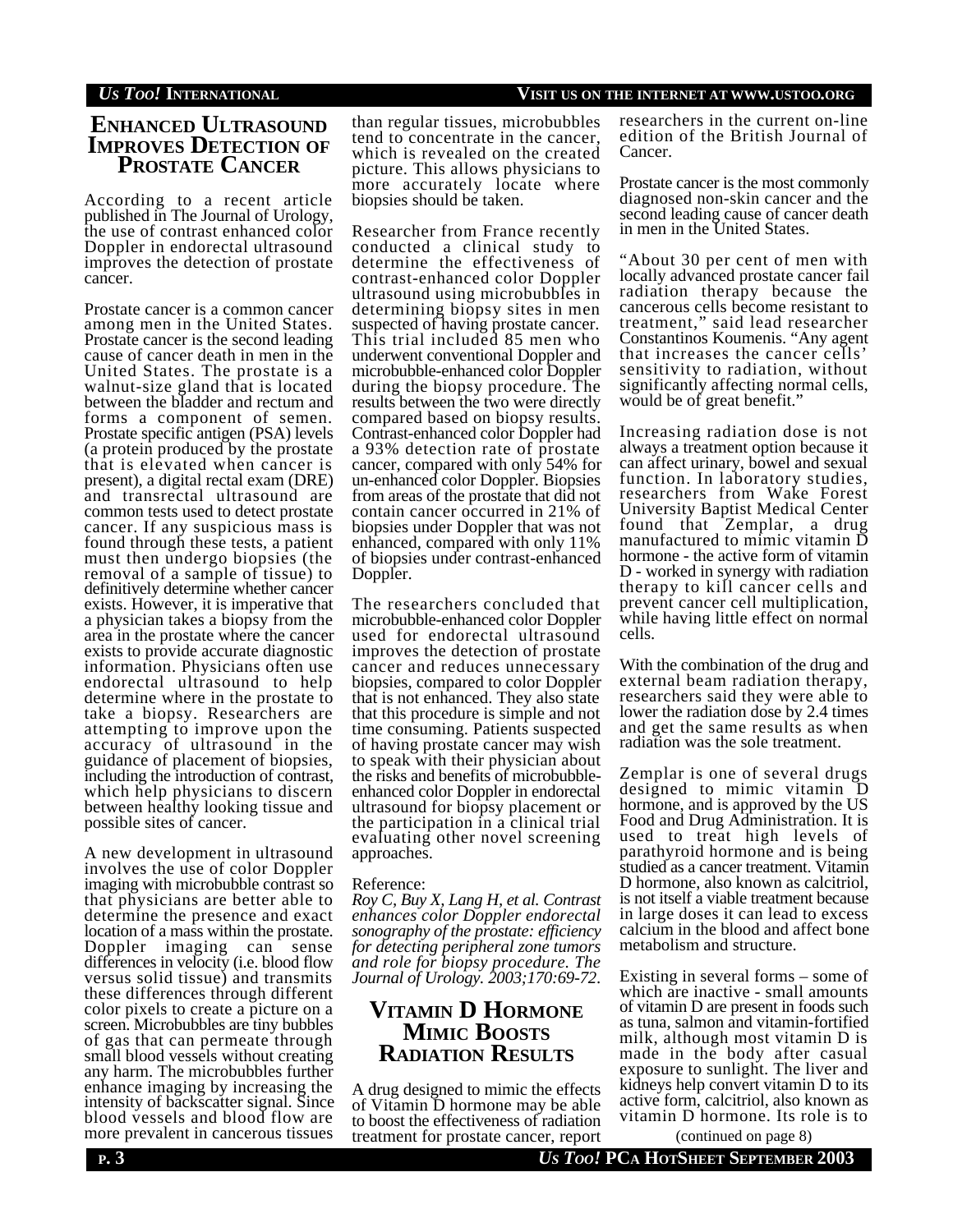## Enhanced Ultrasound Improves Detection of Prostate Cancer

According to a recent article published in The Journal of Urology, the use of contrast enhanced color Doppler in endorectal ultrasound improves the detection of prostate cancer.

Prostate cancer is a common cancer among men in the United States. Prostate cancer is the second leading cause of cancer death in men in the United States. The prostate is a walnut-size gland that is located between the bladder and rectum and forms a component of semen. Prostate specific antigen (PSA) levels (a protein produced by the prostate that is elevated when cancer is present), a digital rectal exam (DRE) and transrectal ultrasound are common tests used to detect prostate cancer. If any suspicious mass is found through these tests, a patient must then undergo biopsies (the removal of a sample of tissue) to definitively determine whether cancer exists. However, it is imperative that a physician takes a biopsy from the area in the prostate where the cancer exists to provide accurate diagnostic information. Physicians often use endorectal ultrasound to help determine where in the prostate to take a biopsy. Researchers are attempting to improve upon the accuracy of ultrasound in the guidance of placement of biopsies, including the introduction of contrast, which help physicians to discern between healthy looking tissue and possible sites of cancer.

A new development in ultrasound involves the use of color Doppler imaging with microbubble contrast so that physicians are better able to determine the presence and exact location of a mass within the prostate. Doppler imaging can sense differences in velocity (i.e. blood flow versus solid tissue) and transmits these differences through different color pixels to create a picture on a screen. Microbubbles are tiny bubbles of gas that can permeate through small blood vessels without creating any harm. The microbubbles further enhance imaging by increasing the intensity of backscatter signal. Since blood vessels and blood flow are more prevalent in cancerous tissues than regular tissues, microbubbles tend to concentrate in the cancer, which is revealed on the created picture. This allows physicians to more accurately locate where biopsies should be taken.

Researcher from France recently conducted a clinical study to determine the effectiveness of contrast-enhanced color Doppler ultrasound using microbubbles in determining biopsy sites in men suspected of having prostate cancer. This trial included 85 men who underwent conventional Doppler and microbubble-enhanced color Doppler during the biopsy procedure. The results between the two were directly compared based on biopsy results. Contrast-enhanced color Doppler had a 93% detection rate of prostate cancer, compared with only 54% for un-enhanced color Doppler. Biopsies from areas of the prostate that did not contain cancer occurred in 21% of biopsies under Doppler that was not enhanced, compared with only 11% of biopsies under contrast-enhanced Doppler.

The researchers concluded that microbubble-enhanced color Doppler used for endorectal ultrasound improves the detection of prostate cancer and reduces unnecessary biopsies, compared to color Doppler that is not enhanced. They also state that this procedure is simple and not time consuming. Patients suspected of having prostate cancer may wish to speak with their physician about the risks and benefits of microbubble-enhanced color Doppler in endorectal ultrasound for biopsy placement or the participation in a clinical trial evaluating other novel screening approaches.

Reference:
*Roy C, Buy X, Lang H, et al. Contrast enhances color Doppler endorectal sonography of the prostate: efficiency for detecting peripheral zone tumors and role for biopsy procedure. The Journal of Urology. 2003;170:69-72.*

## Vitamin D Hormone Mimic Boosts Radiation Results

A drug designed to mimic the effects of Vitamin D hormone may be able to boost the effectiveness of radiation treatment for prostate cancer, report researchers in the current on-line edition of the British Journal of Cancer.

Prostate cancer is the most commonly diagnosed non-skin cancer and the second leading cause of cancer death in men in the United States.

"About 30 per cent of men with locally advanced prostate cancer fail radiation therapy because the cancerous cells become resistant to treatment," said lead researcher Constantinos Koumenis. "Any agent that increases the cancer cells' sensitivity to radiation, without significantly affecting normal cells, would be of great benefit."

Increasing radiation dose is not always a treatment option because it can affect urinary, bowel and sexual function. In laboratory studies, researchers from Wake Forest University Baptist Medical Center found that Zemplar, a drug manufactured to mimic vitamin D hormone - the active form of vitamin D - worked in synergy with radiation therapy to kill cancer cells and prevent cancer cell multiplication, while having little effect on normal cells.

With the combination of the drug and external beam radiation therapy, researchers said they were able to lower the radiation dose by 2.4 times and get the same results as when radiation was the sole treatment.

Zemplar is one of several drugs designed to mimic vitamin D hormone, and is approved by the US Food and Drug Administration. It is used to treat high levels of parathyroid hormone and is being studied as a cancer treatment. Vitamin D hormone, also known as calcitriol, is not itself a viable treatment because in large doses it can lead to excess calcium in the blood and affect bone metabolism and structure.

Existing in several forms – some of which are inactive - small amounts of vitamin D are present in foods such as tuna, salmon and vitamin-fortified milk, although most vitamin D is made in the body after casual exposure to sunlight. The liver and kidneys help convert vitamin D to its active form, calcitriol, also known as vitamin D hormone. Its role is to

(continued on page 8)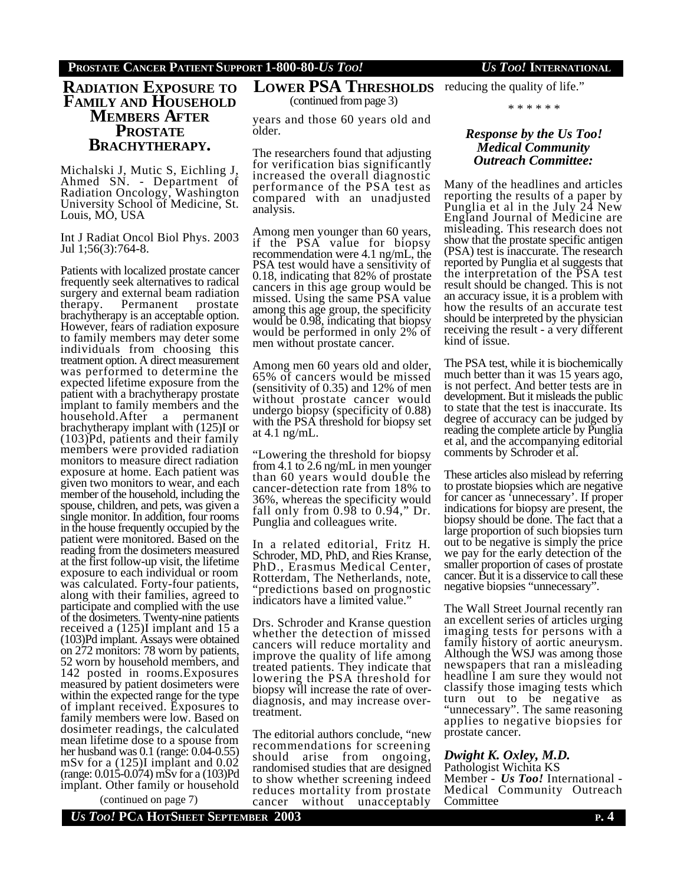## Radiation Exposure to Family and Household Members After Prostate Brachytherapy.

Michalski J, Mutic S, Eichling J, Ahmed SN. - Department of Radiation Oncology, Washington University School of Medicine, St. Louis, MO, USA

Int J Radiat Oncol Biol Phys. 2003 Jul 1;56(3):764-8.

Patients with localized prostate cancer frequently seek alternatives to radical surgery and external beam radiation therapy. Permanent prostate brachytherapy is an acceptable option. However, fears of radiation exposure to family members may deter some individuals from choosing this treatment option. A direct measurement was performed to determine the expected lifetime exposure from the patient with a brachytherapy prostate implant to family members and the household.After a permanent brachytherapy implant with (125)I or (103)Pd, patients and their family members were provided radiation monitors to measure direct radiation exposure at home. Each patient was given two monitors to wear, and each member of the household, including the spouse, children, and pets, was given a single monitor. In addition, four rooms in the house frequently occupied by the patient were monitored. Based on the reading from the dosimeters measured at the first follow-up visit, the lifetime exposure to each individual or room was calculated. Forty-four patients, along with their families, agreed to participate and complied with the use of the dosimeters. Twenty-nine patients received a (125)I implant and 15 a (103)Pd implant. Assays were obtained on 272 monitors: 78 worn by patients, 52 worn by household members, and 142 posted in rooms.Exposures measured by patient dosimeters were within the expected range for the type of implant received. Exposures to family members were low. Based on dosimeter readings, the calculated mean lifetime dose to a spouse from her husband was 0.1 (range: 0.04-0.55) mSv for a (125)I implant and 0.02 (range: 0.015-0.074) mSv for a (103)Pd implant. Other family or household

(continued on page 7)

## Lower PSA Thresholds

(continued from page 3)

years and those 60 years old and older.

The researchers found that adjusting for verification bias significantly increased the overall diagnostic performance of the PSA test as compared with an unadjusted analysis.

Among men younger than 60 years, if the PSA value for biopsy recommendation were 4.1 ng/mL, the PSA test would have a sensitivity of 0.18, indicating that 82% of prostate cancers in this age group would be missed. Using the same PSA value among this age group, the specificity would be 0.98, indicating that biopsy would be performed in only 2% of men without prostate cancer.

Among men 60 years old and older, 65% of cancers would be missed (sensitivity of 0.35) and 12% of men without prostate cancer would undergo biopsy (specificity of 0.88) with the PSA threshold for biopsy set at 4.1 ng/mL.

"Lowering the threshold for biopsy from 4.1 to 2.6 ng/mL in men younger than 60 years would double the cancer-detection rate from 18% to 36%, whereas the specificity would fall only from 0.98 to 0.94," Dr. Punglia and colleagues write.

In a related editorial, Fritz H. Schroder, MD, PhD, and Ries Kranse, PhD., Erasmus Medical Center, Rotterdam, The Netherlands, note, "predictions based on prognostic indicators have a limited value."

Drs. Schroder and Kranse question whether the detection of missed cancers will reduce mortality and improve the quality of life among treated patients. They indicate that lowering the PSA threshold for biopsy will increase the rate of over-diagnosis, and may increase over-treatment.

The editorial authors conclude, "new recommendations for screening should arise from ongoing, randomised studies that are designed to show whether screening indeed reduces mortality from prostate cancer without unacceptably reducing the quality of life."

\* \* \* \* \* \*

### *Response by the Us Too! Medical Community Outreach Committee:*

Many of the headlines and articles reporting the results of a paper by Punglia et al in the July 24 New England Journal of Medicine are misleading. This research does not show that the prostate specific antigen (PSA) test is inaccurate. The research reported by Punglia et al suggests that the interpretation of the PSA test result should be changed. This is not an accuracy issue, it is a problem with how the results of an accurate test should be interpreted by the physician receiving the result - a very different kind of issue.

The PSA test, while it is biochemically much better than it was 15 years ago, is not perfect. And better tests are in development. But it misleads the public to state that the test is inaccurate. Its degree of accuracy can be judged by reading the complete article by Punglia et al, and the accompanying editorial comments by Schroder et al.

These articles also mislead by referring to prostate biopsies which are negative for cancer as 'unnecessary'. If proper indications for biopsy are present, the biopsy should be done. The fact that a large proportion of such biopsies turn out to be negative is simply the price we pay for the early detection of the smaller proportion of cases of prostate cancer. But it is a disservice to call these negative biopsies "unnecessary".

The Wall Street Journal recently ran an excellent series of articles urging imaging tests for persons with a family history of aortic aneurysm. Although the WSJ was among those newspapers that ran a misleading headline I am sure they would not classify those imaging tests which turn out to be negative as "unnecessary". The same reasoning applies to negative biopsies for prostate cancer.

***Dwight K. Oxley, M.D.***
Pathologist Wichita KS
Member - ***Us Too!*** International - Medical Community Outreach Committee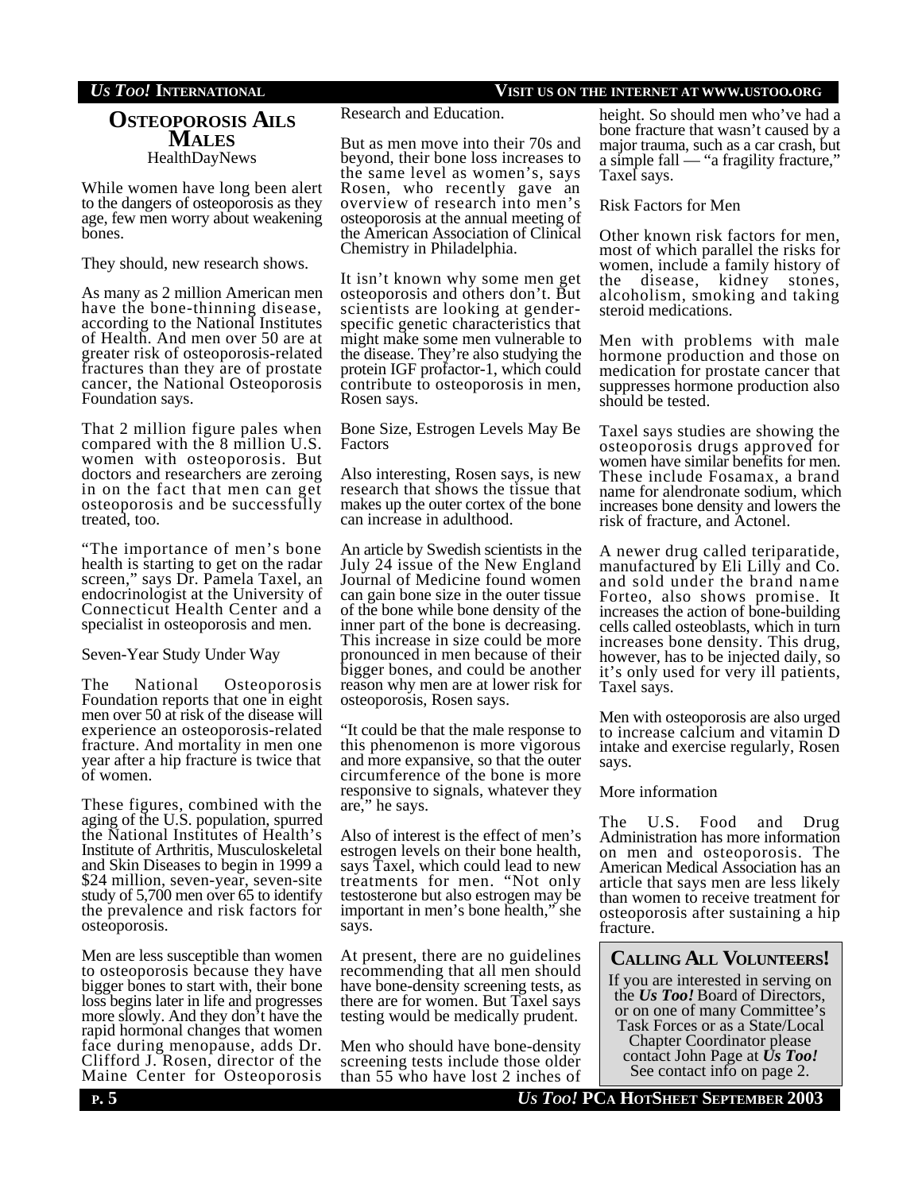## Osteoporosis Ails Males

HealthDayNews

While women have long been alert to the dangers of osteoporosis as they age, few men worry about weakening bones.

They should, new research shows.

As many as 2 million American men have the bone-thinning disease, according to the National Institutes of Health. And men over 50 are at greater risk of osteoporosis-related fractures than they are of prostate cancer, the National Osteoporosis Foundation says.

That 2 million figure pales when compared with the 8 million U.S. women with osteoporosis. But doctors and researchers are zeroing in on the fact that men can get osteoporosis and be successfully treated, too.

"The importance of men's bone health is starting to get on the radar screen," says Dr. Pamela Taxel, an endocrinologist at the University of Connecticut Health Center and a specialist in osteoporosis and men.

### Seven-Year Study Under Way

The National Osteoporosis Foundation reports that one in eight men over 50 at risk of the disease will experience an osteoporosis-related fracture. And mortality in men one year after a hip fracture is twice that of women.

These figures, combined with the aging of the U.S. population, spurred the National Institutes of Health's Institute of Arthritis, Musculoskeletal and Skin Diseases to begin in 1999 a $24 million, seven-year, seven-site study of 5,700 men over 65 to identify the prevalence and risk factors for osteoporosis.

Men are less susceptible than women to osteoporosis because they have bigger bones to start with, their bone loss begins later in life and progresses more slowly. And they don't have the rapid hormonal changes that women face during menopause, adds Dr. Clifford J. Rosen, director of the Maine Center for Osteoporosis Research and Education.

But as men move into their 70s and beyond, their bone loss increases to the same level as women's, says Rosen, who recently gave an overview of research into men's osteoporosis at the annual meeting of the American Association of Clinical Chemistry in Philadelphia.

It isn't known why some men get osteoporosis and others don't. But scientists are looking at gender-specific genetic characteristics that might make some men vulnerable to the disease. They're also studying the protein IGF profactor-1, which could contribute to osteoporosis in men, Rosen says.

### Bone Size, Estrogen Levels May Be Factors

Also interesting, Rosen says, is new research that shows the tissue that makes up the outer cortex of the bone can increase in adulthood.

An article by Swedish scientists in the July 24 issue of the New England Journal of Medicine found women can gain bone size in the outer tissue of the bone while bone density of the inner part of the bone is decreasing. This increase in size could be more pronounced in men because of their bigger bones, and could be another reason why men are at lower risk for osteoporosis, Rosen says.

"It could be that the male response to this phenomenon is more vigorous and more expansive, so that the outer circumference of the bone is more responsive to signals, whatever they are," he says.

Also of interest is the effect of men's estrogen levels on their bone health, says Taxel, which could lead to new treatments for men. "Not only testosterone but also estrogen may be important in men's bone health," she says.

At present, there are no guidelines recommending that all men should have bone-density screening tests, as there are for women. But Taxel says testing would be medically prudent.

Men who should have bone-density screening tests include those older than 55 who have lost 2 inches of height. So should men who've had a bone fracture that wasn't caused by a major trauma, such as a car crash, but a simple fall — "a fragility fracture," Taxel says.

### Risk Factors for Men

Other known risk factors for men, most of which parallel the risks for women, include a family history of the disease, kidney stones, alcoholism, smoking and taking steroid medications.

Men with problems with male hormone production and those on medication for prostate cancer that suppresses hormone production also should be tested.

Taxel says studies are showing the osteoporosis drugs approved for women have similar benefits for men. These include Fosamax, a brand name for alendronate sodium, which increases bone density and lowers the risk of fracture, and Actonel.

A newer drug called teriparatide, manufactured by Eli Lilly and Co. and sold under the brand name Forteo, also shows promise. It increases the action of bone-building cells called osteoblasts, which in turn increases bone density. This drug, however, has to be injected daily, so it's only used for very ill patients, Taxel says.

Men with osteoporosis are also urged to increase calcium and vitamin D intake and exercise regularly, Rosen says.

### More information

The U.S. Food and Drug Administration has more information on men and osteoporosis. The American Medical Association has an article that says men are less likely than women to receive treatment for osteoporosis after sustaining a hip fracture.

## Calling All Volunteers!

If you are interested in serving on the ***Us Too!*** Board of Directors, or on one of many Committee's Task Forces or as a State/Local Chapter Coordinator please contact John Page at ***Us Too!*** See contact info on page 2.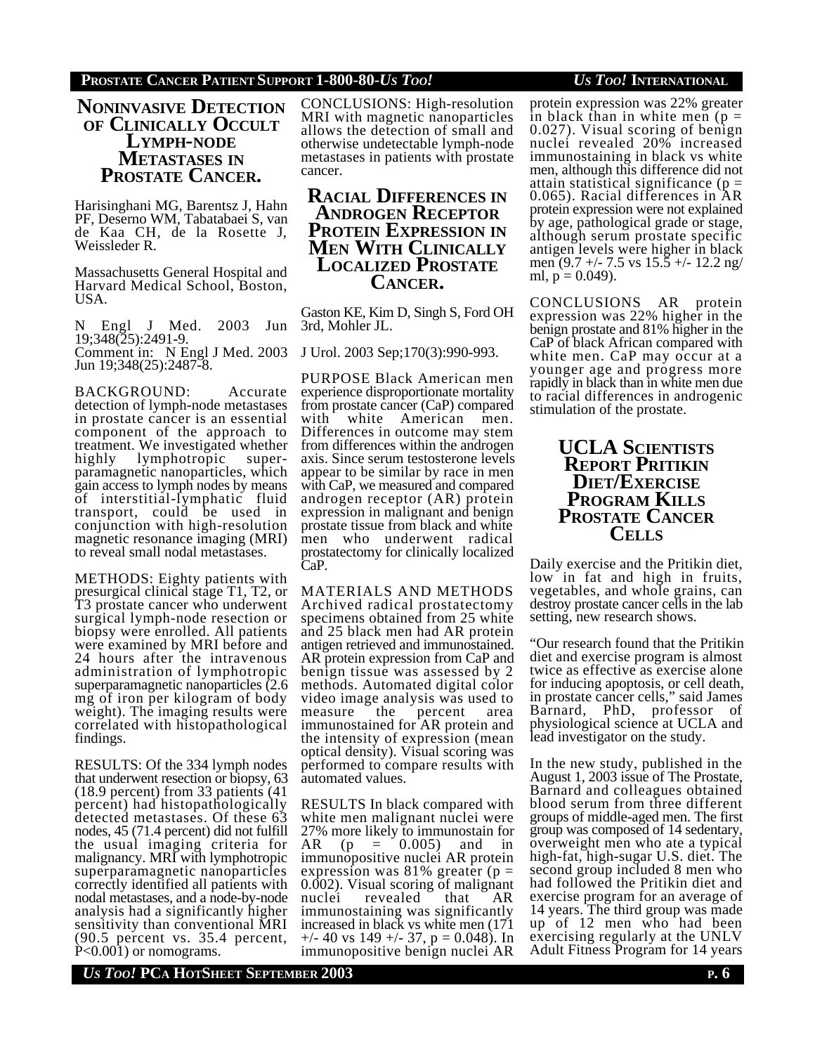## Noninvasive Detection of Clinically Occult Lymph-node Metastases in Prostate Cancer.

Harisinghani MG, Barentsz J, Hahn PF, Deserno WM, Tabatabaei S, van de Kaa CH, de la Rosette J, Weissleder R.

Massachusetts General Hospital and Harvard Medical School, Boston, USA.

N Engl J Med. 2003 Jun 19;348(25):2491-9.
Comment in: N Engl J Med. 2003 Jun 19;348(25):2487-8.

BACKGROUND: Accurate detection of lymph-node metastases in prostate cancer is an essential component of the approach to treatment. We investigated whether highly lymphotropic superparamagnetic nanoparticles, which gain access to lymph nodes by means of interstitial-lymphatic fluid transport, could be used in conjunction with high-resolution magnetic resonance imaging (MRI) to reveal small nodal metastases.

METHODS: Eighty patients with presurgical clinical stage T1, T2, or T3 prostate cancer who underwent surgical lymph-node resection or biopsy were enrolled. All patients were examined by MRI before and 24 hours after the intravenous administration of lymphotropic superparamagnetic nanoparticles (2.6 mg of iron per kilogram of body weight). The imaging results were correlated with histopathological findings.

RESULTS: Of the 334 lymph nodes that underwent resection or biopsy, 63 (18.9 percent) from 33 patients (41 percent) had histopathologically detected metastases. Of these 63 nodes, 45 (71.4 percent) did not fulfill the usual imaging criteria for malignancy. MRI with lymphotropic superparamagnetic nanoparticles correctly identified all patients with nodal metastases, and a node-by-node analysis had a significantly higher sensitivity than conventional MRI (90.5 percent vs. 35.4 percent, $P<0.001$) or nomograms.

CONCLUSIONS: High-resolution MRI with magnetic nanoparticles allows the detection of small and otherwise undetectable lymph-node metastases in patients with prostate cancer.

## Racial Differences in Androgen Receptor Protein Expression in Men With Clinically Localized Prostate Cancer.

Gaston KE, Kim D, Singh S, Ford OH 3rd, Mohler JL.

J Urol. 2003 Sep;170(3):990-993.

PURPOSE Black American men experience disproportionate mortality from prostate cancer (CaP) compared with white American men. Differences in outcome may stem from differences within the androgen axis. Since serum testosterone levels appear to be similar by race in men with CaP, we measured and compared androgen receptor (AR) protein expression in malignant and benign prostate tissue from black and white men who underwent radical prostatectomy for clinically localized CaP.

MATERIALS AND METHODS Archived radical prostatectomy specimens obtained from 25 white and 25 black men had AR protein antigen retrieved and immunostained. AR protein expression from CaP and benign tissue was assessed by 2 methods. Automated digital color video image analysis was used to measure the percent area immunostained for AR protein and the intensity of expression (mean optical density). Visual scoring was performed to compare results with automated values.

RESULTS In black compared with white men malignant nuclei were 27% more likely to immunostain for AR ($p = 0.005$) and in immunopositive nuclei AR protein expression was 81% greater ($p = 0.002$). Visual scoring of malignant nuclei revealed that AR immunostaining was significantly increased in black vs white men (171 +/- 40 vs 149 +/- 37, $p = 0.048$). In immunopositive benign nuclei AR protein expression was 22% greater in black than in white men ($p = 0.027$). Visual scoring of benign nuclei revealed 20% increased immunostaining in black vs white men, although this difference did not attain statistical significance ($p = 0.065$). Racial differences in AR protein expression were not explained by age, pathological grade or stage, although serum prostate specific antigen levels were higher in black men (9.7 +/- 7.5 vs 15.5 +/- 12.2 ng/ml, $p = 0.049$).

CONCLUSIONS AR protein expression was 22% higher in the benign prostate and 81% higher in the CaP of black African compared with white men. CaP may occur at a younger age and progress more rapidly in black than in white men due to racial differences in androgenic stimulation of the prostate.

## UCLA Scientists Report Pritikin Diet/Exercise Program Kills Prostate Cancer Cells

Daily exercise and the Pritikin diet, low in fat and high in fruits, vegetables, and whole grains, can destroy prostate cancer cells in the lab setting, new research shows.

"Our research found that the Pritikin diet and exercise program is almost twice as effective as exercise alone for inducing apoptosis, or cell death, in prostate cancer cells," said James Barnard, PhD, professor of physiological science at UCLA and lead investigator on the study.

In the new study, published in the August 1, 2003 issue of The Prostate, Barnard and colleagues obtained blood serum from three different groups of middle-aged men. The first group was composed of 14 sedentary, overweight men who ate a typical high-fat, high-sugar U.S. diet. The second group included 8 men who had followed the Pritikin diet and exercise program for an average of 14 years. The third group was made up of 12 men who had been exercising regularly at the UNLV Adult Fitness Program for 14 years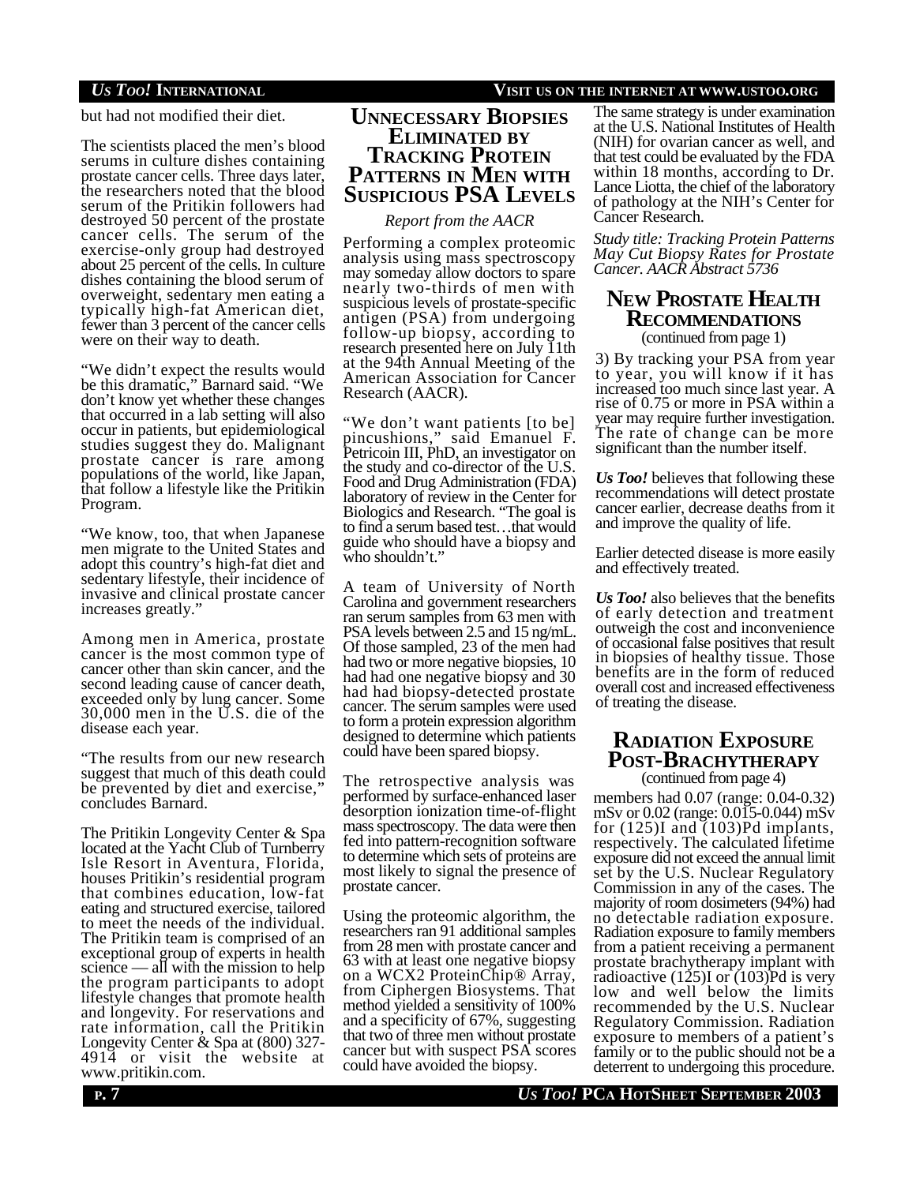but had not modified their diet.

The scientists placed the men's blood serums in culture dishes containing prostate cancer cells. Three days later, the researchers noted that the blood serum of the Pritikin followers had destroyed 50 percent of the prostate cancer cells. The serum of the exercise-only group had destroyed about 25 percent of the cells. In culture dishes containing the blood serum of overweight, sedentary men eating a typically high-fat American diet, fewer than 3 percent of the cancer cells were on their way to death.

"We didn't expect the results would be this dramatic," Barnard said. "We don't know yet whether these changes that occurred in a lab setting will also occur in patients, but epidemiological studies suggest they do. Malignant prostate cancer is rare among populations of the world, like Japan, that follow a lifestyle like the Pritikin Program.

"We know, too, that when Japanese men migrate to the United States and adopt this country's high-fat diet and sedentary lifestyle, their incidence of invasive and clinical prostate cancer increases greatly."

Among men in America, prostate cancer is the most common type of cancer other than skin cancer, and the second leading cause of cancer death, exceeded only by lung cancer. Some 30,000 men in the U.S. die of the disease each year.

"The results from our new research suggest that much of this death could be prevented by diet and exercise," concludes Barnard.

The Pritikin Longevity Center & Spa located at the Yacht Club of Turnberry Isle Resort in Aventura, Florida, houses Pritikin's residential program that combines education, low-fat eating and structured exercise, tailored to meet the needs of the individual. The Pritikin team is comprised of an exceptional group of experts in health science — all with the mission to help the program participants to adopt lifestyle changes that promote health and longevity. For reservations and rate information, call the Pritikin Longevity Center & Spa at (800) 327-4914 or visit the website at www.pritikin.com.

## UNNECESSARY BIOPSIES ELIMINATED BY TRACKING PROTEIN PATTERNS IN MEN WITH SUSPICIOUS PSA LEVELS

*Report from the AACR*

Performing a complex proteomic analysis using mass spectroscopy may someday allow doctors to spare nearly two-thirds of men with suspicious levels of prostate-specific antigen (PSA) from undergoing follow-up biopsy, according to research presented here on July 11th at the 94th Annual Meeting of the American Association for Cancer Research (AACR).

"We don't want patients [to be] pincushions," said Emanuel F. Petricoin III, PhD, an investigator on the study and co-director of the U.S. Food and Drug Administration (FDA) laboratory of review in the Center for Biologics and Research. "The goal is to find a serum based test…that would guide who should have a biopsy and who shouldn't."

A team of University of North Carolina and government researchers ran serum samples from 63 men with PSA levels between 2.5 and 15 ng/mL. Of those sampled, 23 of the men had had two or more negative biopsies, 10 had had one negative biopsy and 30 had had biopsy-detected prostate cancer. The serum samples were used to form a protein expression algorithm designed to determine which patients could have been spared biopsy.

The retrospective analysis was performed by surface-enhanced laser desorption ionization time-of-flight mass spectroscopy. The data were then fed into pattern-recognition software to determine which sets of proteins are most likely to signal the presence of prostate cancer.

Using the proteomic algorithm, the researchers ran 91 additional samples from 28 men with prostate cancer and 63 with at least one negative biopsy on a WCX2 ProteinChip® Array, from Ciphergen Biosystems. That method yielded a sensitivity of 100% and a specificity of 67%, suggesting that two of three men without prostate cancer but with suspect PSA scores could have avoided the biopsy.

The same strategy is under examination at the U.S. National Institutes of Health (NIH) for ovarian cancer as well, and that test could be evaluated by the FDA within 18 months, according to Dr. Lance Liotta, the chief of the laboratory of pathology at the NIH's Center for Cancer Research.

*Study title: Tracking Protein Patterns May Cut Biopsy Rates for Prostate Cancer. AACR Abstract 5736*

## NEW PROSTATE HEALTH RECOMMENDATIONS

(continued from page 1)

3) By tracking your PSA from year to year, you will know if it has increased too much since last year. A rise of 0.75 or more in PSA within a year may require further investigation. The rate of change can be more significant than the number itself.

***Us Too!*** believes that following these recommendations will detect prostate cancer earlier, decrease deaths from it and improve the quality of life.

Earlier detected disease is more easily and effectively treated.

***Us Too!*** also believes that the benefits of early detection and treatment outweigh the cost and inconvenience of occasional false positives that result in biopsies of healthy tissue. Those benefits are in the form of reduced overall cost and increased effectiveness of treating the disease.

## RADIATION EXPOSURE POST-BRACHYTHERAPY

(continued from page 4)

members had 0.07 (range: 0.04-0.32) mSv or 0.02 (range: 0.015-0.044) mSv for (125)I and (103)Pd implants, respectively. The calculated lifetime exposure did not exceed the annual limit set by the U.S. Nuclear Regulatory Commission in any of the cases. The majority of room dosimeters (94%) had no detectable radiation exposure. Radiation exposure to family members from a patient receiving a permanent prostate brachytherapy implant with radioactive (125)I or (103)Pd is very low and well below the limits recommended by the U.S. Nuclear Regulatory Commission. Radiation exposure to members of a patient's family or to the public should not be a deterrent to undergoing this procedure.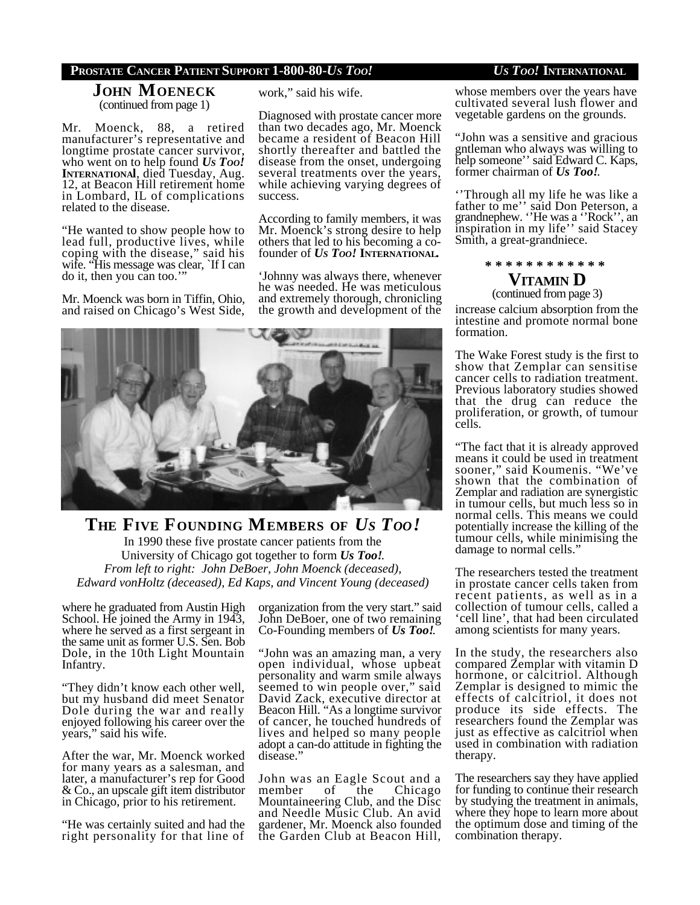## John Moeneck

(continued from page 1)

Mr. Moenck, 88, a retired manufacturer's representative and longtime prostate cancer survivor, who went on to help found ***Us Too!* International**, died Tuesday, Aug. 12, at Beacon Hill retirement home in Lombard, IL of complications related to the disease.

"He wanted to show people how to lead full, productive lives, while coping with the disease," said his wife. "His message was clear, `If I can do it, then you can too.'"

Mr. Moenck was born in Tiffin, Ohio, and raised on Chicago's West Side, where he graduated from Austin High School. He joined the Army in 1943, where he served as a first sergeant in the same unit as former U.S. Sen. Bob Dole, in the 10th Light Mountain Infantry.

"They didn't know each other well, but my husband did meet Senator Dole during the war and really enjoyed following his career over the years," said his wife.

After the war, Mr. Moenck worked for many years as a salesman, and later, a manufacturer's rep for Good & Co., an upscale gift item distributor in Chicago, prior to his retirement.

"He was certainly suited and had the right personality for that line of work," said his wife.

Diagnosed with prostate cancer more than two decades ago, Mr. Moenck became a resident of Beacon Hill shortly thereafter and battled the disease from the onset, undergoing several treatments over the years, while achieving varying degrees of success.

According to family members, it was Mr. Moenck's strong desire to help others that led to his becoming a co-founder of ***Us Too!* International.**

'Johnny was always there, whenever he was needed. He was meticulous and extremely thorough, chronicling the growth and development of the organization from the very start." said John DeBoer, one of two remaining Co-Founding members of ***Us Too!***.

"John was an amazing man, a very open individual, whose upbeat personality and warm smile always seemed to win people over," said David Zack, executive director at Beacon Hill. "As a longtime survivor of cancer, he touched hundreds of lives and helped so many people adopt a can-do attitude in fighting the disease."

John was an Eagle Scout and a member of the Chicago Mountaineering Club, and the Disc and Needle Music Club. An avid gardener, Mr. Moenck also founded the Garden Club at Beacon Hill, whose members over the years have cultivated several lush flower and vegetable gardens on the grounds.

"John was a sensitive and gracious gntleman who always was willing to help someone'' said Edward C. Kaps, former chairman of ***Us Too!***.

''Through all my life he was like a father to me'' said Don Peterson, a grandnephew. ''He was a ''Rock'', an inspiration in my life'' said Stacey Smith, a great-grandniece.

## The Five Founding Members of *Us Too!*

In 1990 these five prostate cancer patients from the University of Chicago got together to form ***Us Too!***.

*From left to right: John DeBoer, John Moenck (deceased), Edward vonHoltz (deceased), Ed Kaps, and Vincent Young (deceased)*

* * * * * * * * * * * *

## Vitamin D

(continued from page 3)

increase calcium absorption from the intestine and promote normal bone formation.

The Wake Forest study is the first to show that Zemplar can sensitise cancer cells to radiation treatment. Previous laboratory studies showed that the drug can reduce the proliferation, or growth, of tumour cells.

"The fact that it is already approved means it could be used in treatment sooner," said Koumenis. "We've shown that the combination of Zemplar and radiation are synergistic in tumour cells, but much less so in normal cells. This means we could potentially increase the killing of the tumour cells, while minimising the damage to normal cells."

The researchers tested the treatment in prostate cancer cells taken from recent patients, as well as in a collection of tumour cells, called a 'cell line', that had been circulated among scientists for many years.

In the study, the researchers also compared Zemplar with vitamin D hormone, or calcitriol. Although Zemplar is designed to mimic the effects of calcitriol, it does not produce its side effects. The researchers found the Zemplar was just as effective as calcitriol when used in combination with radiation therapy.

The researchers say they have applied for funding to continue their research by studying the treatment in animals, where they hope to learn more about the optimum dose and timing of the combination therapy.